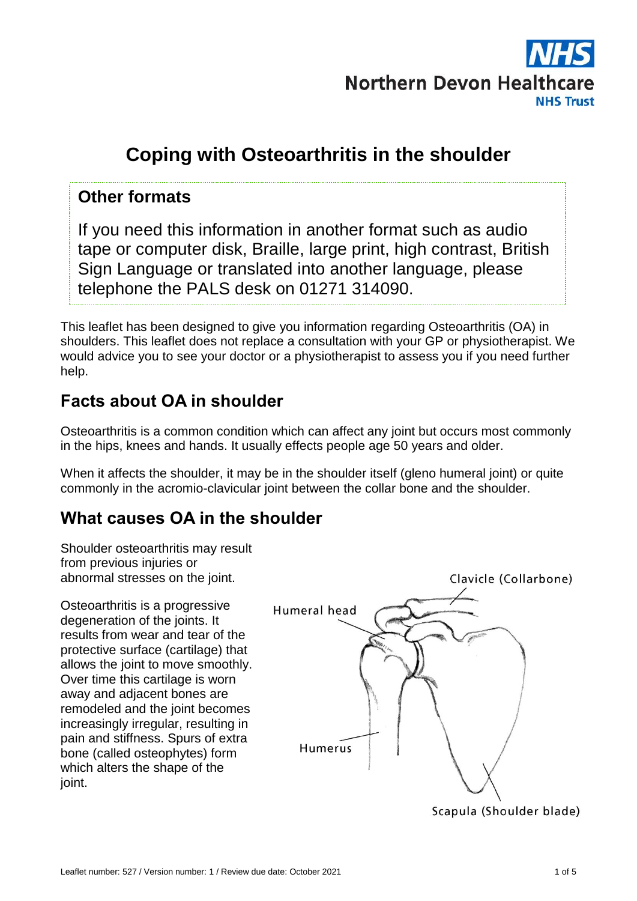# Coping with Osteoarthritis in the shoulder

## Other formats

If you need this information in another format such as audio tape or computer disk, Braille, large print, high contrast, British Sign Language or translated into another language, please telephone the PALS desk on 01271 314090.

This leaflet has been designed to give you information regarding Osteoarthritis (OA) in shoulders. This leaflet does not replace a consultation with your GP or physiotherapist. We would advice you to see your doctor or a physiotherapist to assess you if you need further help.

## Facts about OA in shoulder

Osteoarthritis is a common condition which can affect any joint but occurs most commonly in the hips, knees and hands. It usually effects people age 50 years and older.

When it affects the shoulder, it may be in the shoulder itself (gleno humeral joint) or quite commonly in the acromio-clavicular joint between the collar bone and the shoulder.

## What causes OA in the shoulder

Shoulder osteoarthritis may result from previous injuries or abnormal stresses on the joint.

Osteoarthritis is a progressive degeneration of the joints. It results from wear and tear of the protective surface (cartilage) that allows the joint to move smoothly. Over time this cartilage is worn away and adjacent bones are remodeled and the joint becomes increasingly irregular, resulting in pain and stiffness. Spurs of extra bone (called osteophytes) form which alters the shape of the joint.

Clavicle (Collarbone)

Humeral head

Humerus

Scapula (Shoulder blade)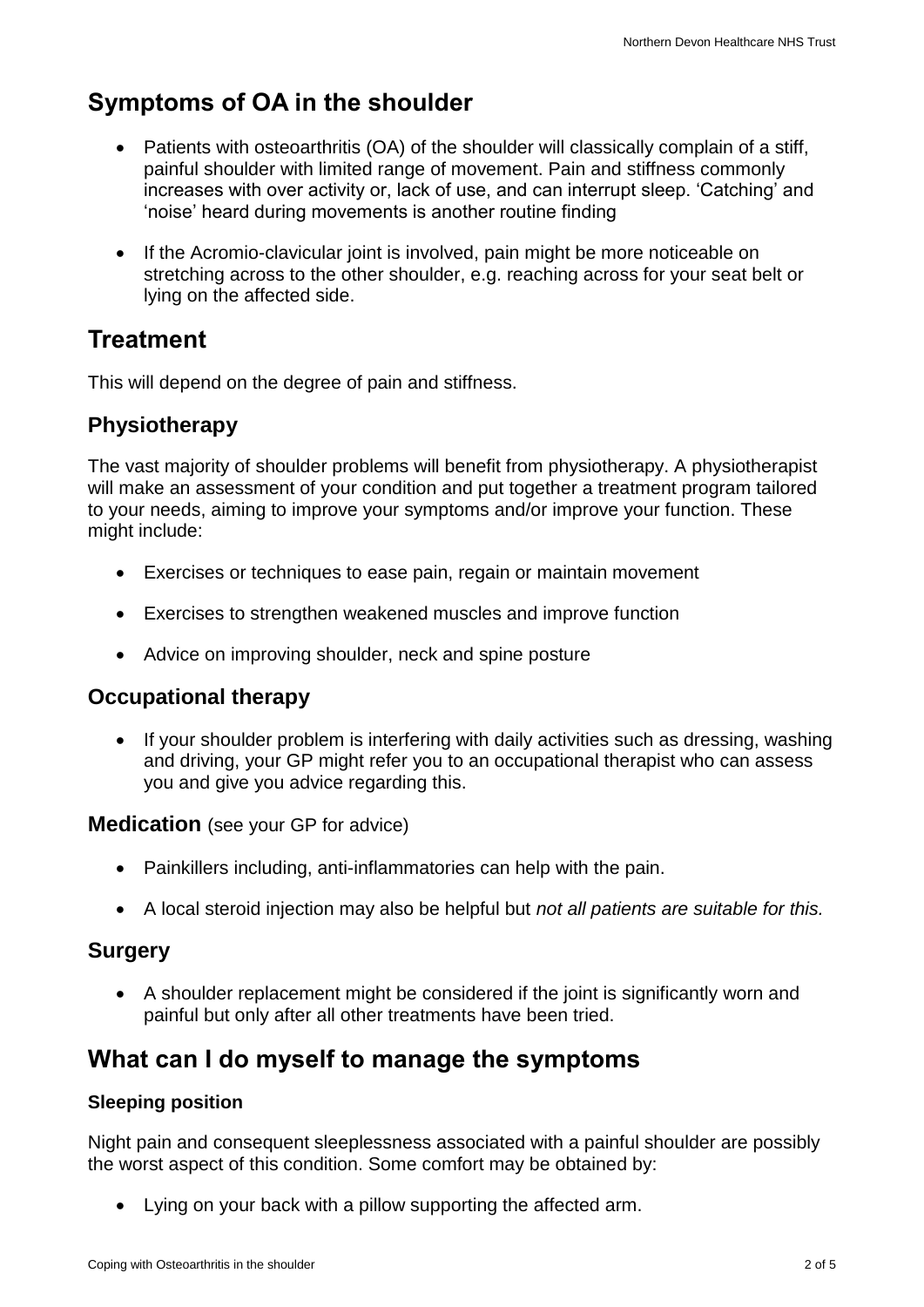## Symptoms of OA in the shoulder

- Patients with osteoarthritis (OA) of the shoulder will classically complain of a stiff, painful shoulder with limited range of movement. Pain and stiffness commonly increases with over activity or, lack of use, and can interrupt sleep. 'Catching' and 'noise' heard during movements is another routine finding

- If the Acromio-clavicular joint is involved, pain might be more noticeable on stretching across to the other shoulder, e.g. reaching across for your seat belt or lying on the affected side.

## Treatment

This will depend on the degree of pain and stiffness.

### Physiotherapy

The vast majority of shoulder problems will benefit from physiotherapy. A physiotherapist will make an assessment of your condition and put together a treatment program tailored to your needs, aiming to improve your symptoms and/or improve your function. These might include:

- Exercises or techniques to ease pain, regain or maintain movement

- Exercises to strengthen weakened muscles and improve function

- Advice on improving shoulder, neck and spine posture

### Occupational therapy

- If your shoulder problem is interfering with daily activities such as dressing, washing and driving, your GP might refer you to an occupational therapist who can assess you and give you advice regarding this.

### Medication (see your GP for advice)

- Painkillers including, anti-inflammatories can help with the pain.

- A local steroid injection may also be helpful but *not all patients are suitable for this.*

### Surgery

- A shoulder replacement might be considered if the joint is significantly worn and painful but only after all other treatments have been tried.

## What can I do myself to manage the symptoms

#### Sleeping position

Night pain and consequent sleeplessness associated with a painful shoulder are possibly the worst aspect of this condition. Some comfort may be obtained by:

- Lying on your back with a pillow supporting the affected arm.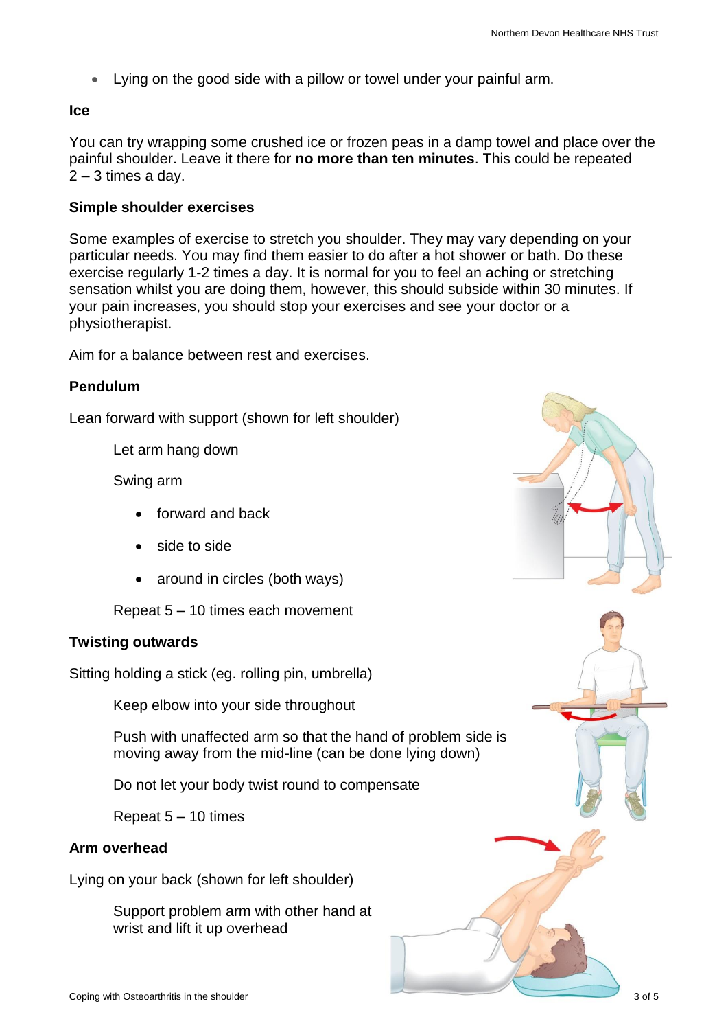- Lying on the good side with a pillow or towel under your painful arm.

**Ice**

You can try wrapping some crushed ice or frozen peas in a damp towel and place over the painful shoulder. Leave it there for **no more than ten minutes**. This could be repeated 2 – 3 times a day.

**Simple shoulder exercises**

Some examples of exercise to stretch you shoulder. They may vary depending on your particular needs. You may find them easier to do after a hot shower or bath. Do these exercise regularly 1-2 times a day. It is normal for you to feel an aching or stretching sensation whilst you are doing them, however, this should subside within 30 minutes. If your pain increases, you should stop your exercises and see your doctor or a physiotherapist.

Aim for a balance between rest and exercises.

**Pendulum**

Lean forward with support (shown for left shoulder)

Let arm hang down

Swing arm

- forward and back
- side to side
- around in circles (both ways)

Repeat 5 – 10 times each movement

**Twisting outwards**

Sitting holding a stick (eg. rolling pin, umbrella)

Keep elbow into your side throughout

Push with unaffected arm so that the hand of problem side is moving away from the mid-line (can be done lying down)

Do not let your body twist round to compensate

Repeat 5 – 10 times

**Arm overhead**

Lying on your back (shown for left shoulder)

Support problem arm with other hand at wrist and lift it up overhead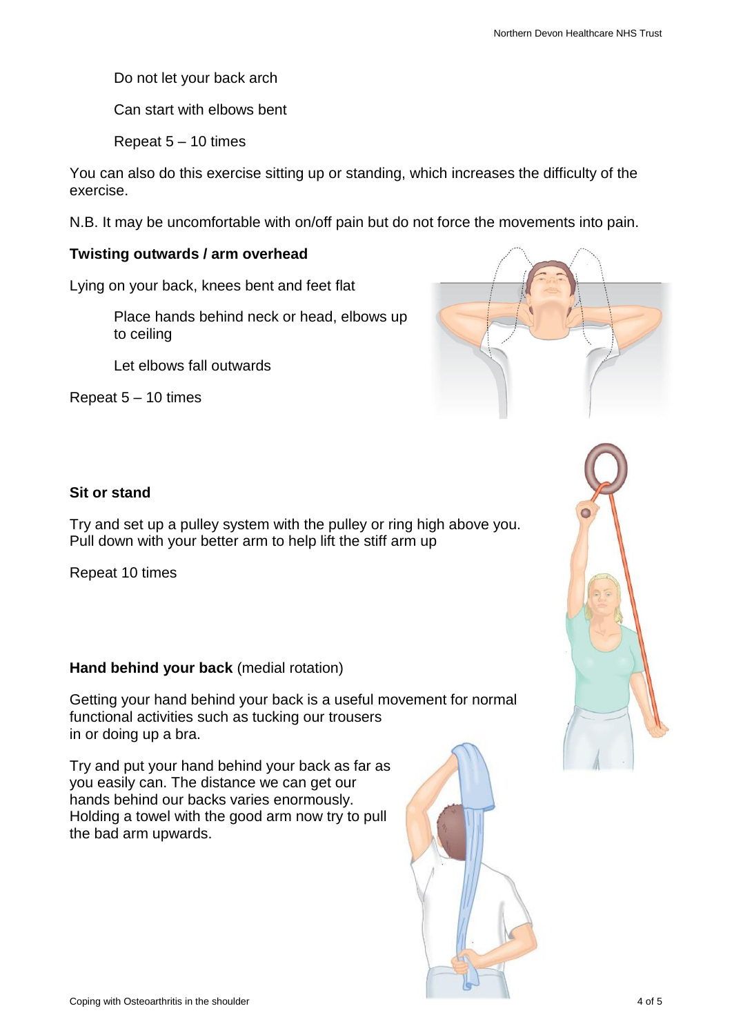Do not let your back arch

Can start with elbows bent

Repeat 5 – 10 times

You can also do this exercise sitting up or standing, which increases the difficulty of the exercise.

N.B. It may be uncomfortable with on/off pain but do not force the movements into pain.

**Twisting outwards / arm overhead**

Lying on your back, knees bent and feet flat

Place hands behind neck or head, elbows up to ceiling

Let elbows fall outwards

Repeat 5 – 10 times

**Sit or stand**

Try and set up a pulley system with the pulley or ring high above you. Pull down with your better arm to help lift the stiff arm up

Repeat 10 times

**Hand behind your back** (medial rotation)

Getting your hand behind your back is a useful movement for normal functional activities such as tucking our trousers in or doing up a bra.

Try and put your hand behind your back as far as you easily can. The distance we can get our hands behind our backs varies enormously. Holding a towel with the good arm now try to pull the bad arm upwards.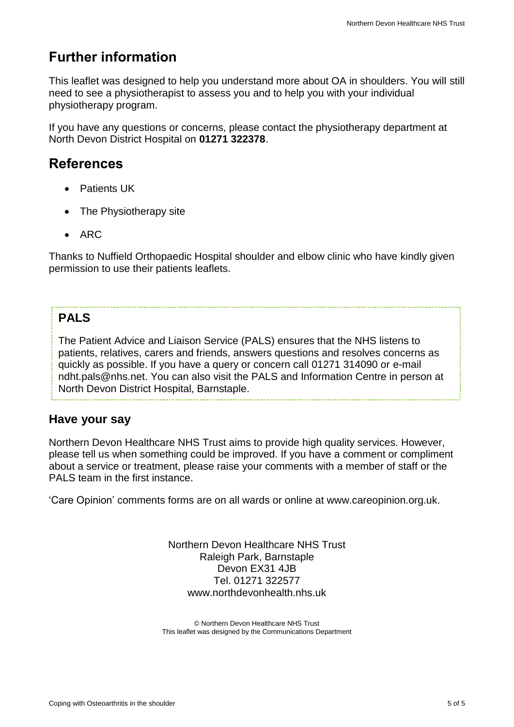## Further information

This leaflet was designed to help you understand more about OA in shoulders. You will still need to see a physiotherapist to assess you and to help you with your individual physiotherapy program.

If you have any questions or concerns, please contact the physiotherapy department at North Devon District Hospital on **01271 322378**.

## References

- Patients UK
- The Physiotherapy site
- ARC

Thanks to Nuffield Orthopaedic Hospital shoulder and elbow clinic who have kindly given permission to use their patients leaflets.

### PALS

The Patient Advice and Liaison Service (PALS) ensures that the NHS listens to patients, relatives, carers and friends, answers questions and resolves concerns as quickly as possible. If you have a query or concern call 01271 314090 or e-mail ndht.pals@nhs.net. You can also visit the PALS and Information Centre in person at North Devon District Hospital, Barnstaple.

### Have your say

Northern Devon Healthcare NHS Trust aims to provide high quality services. However, please tell us when something could be improved. If you have a comment or compliment about a service or treatment, please raise your comments with a member of staff or the PALS team in the first instance.

'Care Opinion' comments forms are on all wards or online at www.careopinion.org.uk.

Northern Devon Healthcare NHS Trust
Raleigh Park, Barnstaple
Devon EX31 4JB
Tel. 01271 322577
www.northdevonhealth.nhs.uk

© Northern Devon Healthcare NHS Trust
This leaflet was designed by the Communications Department